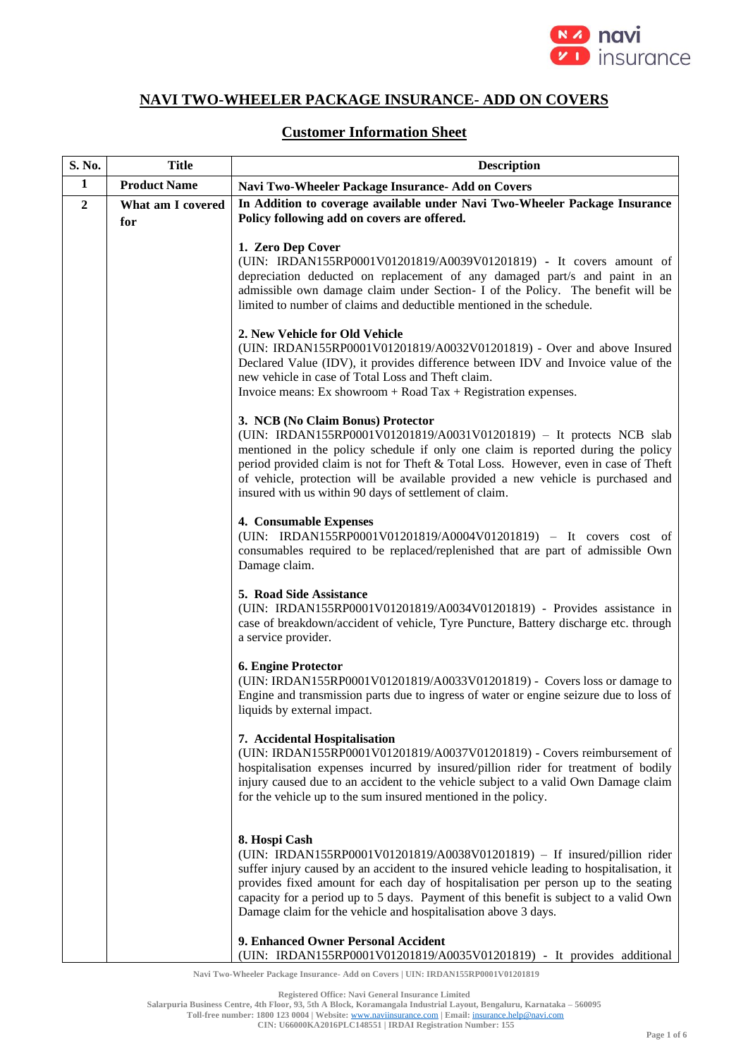# NAVI TWO-WHEELER PACKAGE INSURANCE- ADD ON COVERS

## Customer Information Sheet

| S. No. | Title | Description |
|---|---|---|
| 1 | Product Name | **Navi Two-Wheeler Package Insurance- Add on Covers** |
| 2 | What am I covered for | **In Addition to coverage available under Navi Two-Wheeler Package Insurance Policy following add on covers are offered.**<br><br>**1. Zero Dep Cover**<br>(UIN: IRDAN155RP0001V01201819/A0039V01201819) **-** It covers amount of depreciation deducted on replacement of any damaged part/s and paint in an admissible own damage claim under Section- I of the Policy. The benefit will be limited to number of claims and deductible mentioned in the schedule.<br><br>**2. New Vehicle for Old Vehicle**<br>(UIN: IRDAN155RP0001V01201819/A0032V01201819) - Over and above Insured Declared Value (IDV), it provides difference between IDV and Invoice value of the new vehicle in case of Total Loss and Theft claim.<br>Invoice means: Ex showroom + Road Tax + Registration expenses.<br><br>**3. NCB (No Claim Bonus) Protector**<br>(UIN: IRDAN155RP0001V01201819/A0031V01201819) – It protects NCB slab mentioned in the policy schedule if only one claim is reported during the policy period provided claim is not for Theft & Total Loss. However, even in case of Theft of vehicle, protection will be available provided a new vehicle is purchased and insured with us within 90 days of settlement of claim.<br><br>**4. Consumable Expenses**<br>(UIN: IRDAN155RP0001V01201819/A0004V01201819) – It covers cost of consumables required to be replaced/replenished that are part of admissible Own Damage claim.<br><br>**5. Road Side Assistance**<br>(UIN: IRDAN155RP0001V01201819/A0034V01201819) - Provides assistance in case of breakdown/accident of vehicle, Tyre Puncture, Battery discharge etc. through a service provider.<br><br>**6. Engine Protector**<br>(UIN: IRDAN155RP0001V01201819/A0033V01201819) - Covers loss or damage to Engine and transmission parts due to ingress of water or engine seizure due to loss of liquids by external impact.<br><br>**7. Accidental Hospitalisation**<br>(UIN: IRDAN155RP0001V01201819/A0037V01201819) - Covers reimbursement of hospitalisation expenses incurred by insured/pillion rider for treatment of bodily injury caused due to an accident to the vehicle subject to a valid Own Damage claim for the vehicle up to the sum insured mentioned in the policy.<br><br>**8. Hospi Cash**<br>(UIN: IRDAN155RP0001V01201819/A0038V01201819) – If insured/pillion rider suffer injury caused by an accident to the insured vehicle leading to hospitalisation, it provides fixed amount for each day of hospitalisation per person up to the seating capacity for a period up to 5 days. Payment of this benefit is subject to a valid Own Damage claim for the vehicle and hospitalisation above 3 days.<br><br>**9. Enhanced Owner Personal Accident**<br>(UIN: IRDAN155RP0001V01201819/A0035V01201819) - It provides additional |

Navi Two-Wheeler Package Insurance- Add on Covers | UIN: IRDAN155RP0001V01201819

Registered Office: Navi General Insurance Limited
Salarpuria Business Centre, 4th Floor, 93, 5th A Block, Koramangala Industrial Layout, Bengaluru, Karnataka – 560095
Toll-free number: 1800 123 0004 | Website: www.naviinsurance.com | Email: insurance.help@navi.com
CIN: U66000KA2016PLC148551 | IRDAI Registration Number: 155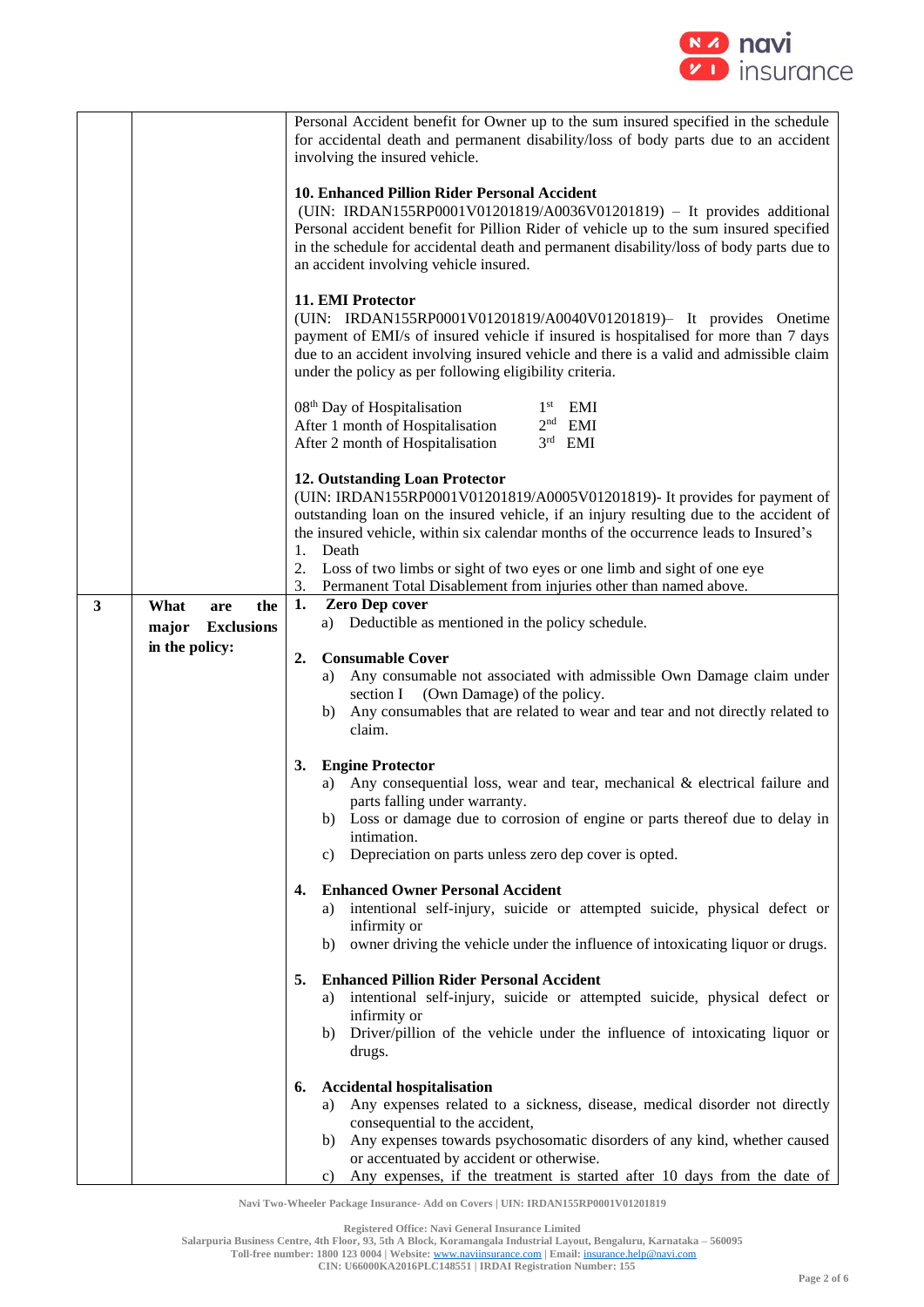| | | |
|---|---|---|
| | | Personal Accident benefit for Owner up to the sum insured specified in the schedule for accidental death and permanent disability/loss of body parts due to an accident involving the insured vehicle.<br><br>**10. Enhanced Pillion Rider Personal Accident**<br>(UIN: IRDAN155RP0001V01201819/A0036V01201819) – It provides additional Personal accident benefit for Pillion Rider of vehicle up to the sum insured specified in the schedule for accidental death and permanent disability/loss of body parts due to an accident involving vehicle insured.<br><br>**11. EMI Protector**<br>(UIN: IRDAN155RP0001V01201819/A0040V01201819)– It provides Onetime payment of EMI/s of insured vehicle if insured is hospitalised for more than 7 days due to an accident involving insured vehicle and there is a valid and admissible claim under the policy as per following eligibility criteria.<br><br>08th Day of Hospitalisation — 1st EMI<br>After 1 month of Hospitalisation — 2nd EMI<br>After 2 month of Hospitalisation — 3rd EMI<br><br>**12. Outstanding Loan Protector**<br>(UIN: IRDAN155RP0001V01201819/A0005V01201819)- It provides for payment of outstanding loan on the insured vehicle, if an injury resulting due to the accident of the insured vehicle, within six calendar months of the occurrence leads to Insured's<br>1. Death<br>2. Loss of two limbs or sight of two eyes or one limb and sight of one eye<br>3. Permanent Total Disablement from injuries other than named above. |
| 3 | **What are the major Exclusions in the policy:** | **1. Zero Dep cover**<br>a) Deductible as mentioned in the policy schedule.<br><br>**2. Consumable Cover**<br>a) Any consumable not associated with admissible Own Damage claim under section I (Own Damage) of the policy.<br>b) Any consumables that are related to wear and tear and not directly related to claim.<br><br>**3. Engine Protector**<br>a) Any consequential loss, wear and tear, mechanical & electrical failure and parts falling under warranty.<br>b) Loss or damage due to corrosion of engine or parts thereof due to delay in intimation.<br>c) Depreciation on parts unless zero dep cover is opted.<br><br>**4. Enhanced Owner Personal Accident**<br>a) intentional self-injury, suicide or attempted suicide, physical defect or infirmity or<br>b) owner driving the vehicle under the influence of intoxicating liquor or drugs.<br><br>**5. Enhanced Pillion Rider Personal Accident**<br>a) intentional self-injury, suicide or attempted suicide, physical defect or infirmity or<br>b) Driver/pillion of the vehicle under the influence of intoxicating liquor or drugs.<br><br>**6. Accidental hospitalisation**<br>a) Any expenses related to a sickness, disease, medical disorder not directly consequential to the accident,<br>b) Any expenses towards psychosomatic disorders of any kind, whether caused or accentuated by accident or otherwise.<br>c) Any expenses, if the treatment is started after 10 days from the date of |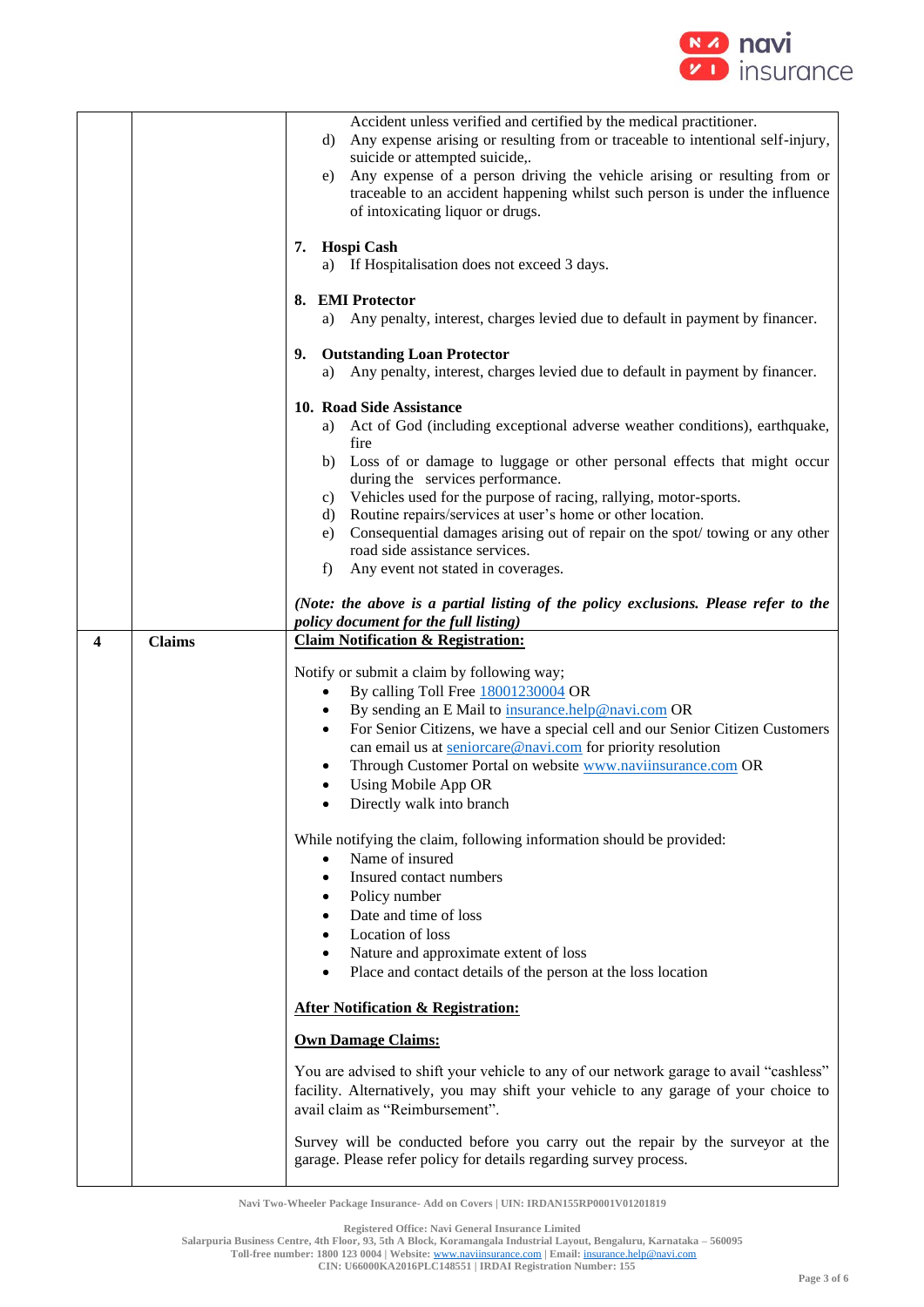| | | |
|---|---|---|
| | | Accident unless verified and certified by the medical practitioner.<br>d) Any expense arising or resulting from or traceable to intentional self-injury, suicide or attempted suicide,.<br>e) Any expense of a person driving the vehicle arising or resulting from or traceable to an accident happening whilst such person is under the influence of intoxicating liquor or drugs.<br><br>**7. Hospi Cash**<br>a) If Hospitalisation does not exceed 3 days.<br><br>**8. EMI Protector**<br>a) Any penalty, interest, charges levied due to default in payment by financer.<br><br>**9. Outstanding Loan Protector**<br>a) Any penalty, interest, charges levied due to default in payment by financer.<br><br>**10. Road Side Assistance**<br>a) Act of God (including exceptional adverse weather conditions), earthquake, fire<br>b) Loss of or damage to luggage or other personal effects that might occur during the services performance.<br>c) Vehicles used for the purpose of racing, rallying, motor-sports.<br>d) Routine repairs/services at user's home or other location.<br>e) Consequential damages arising out of repair on the spot/ towing or any other road side assistance services.<br>f) Any event not stated in coverages.<br><br>***(Note: the above is a partial listing of the policy exclusions. Please refer to the policy document for the full listing)*** |
| **4** | **Claims** | **<u>Claim Notification & Registration:</u>**<br><br>Notify or submit a claim by following way;<br>• By calling Toll Free 18001230004 OR<br>• By sending an E Mail to insurance.help@navi.com OR<br>• For Senior Citizens, we have a special cell and our Senior Citizen Customers can email us at seniorcare@navi.com for priority resolution<br>• Through Customer Portal on website www.naviinsurance.com OR<br>• Using Mobile App OR<br>• Directly walk into branch<br><br>While notifying the claim, following information should be provided:<br>• Name of insured<br>• Insured contact numbers<br>• Policy number<br>• Date and time of loss<br>• Location of loss<br>• Nature and approximate extent of loss<br>• Place and contact details of the person at the loss location<br><br>**<u>After Notification & Registration:</u>**<br><br>**<u>Own Damage Claims:</u>**<br><br>You are advised to shift your vehicle to any of our network garage to avail "cashless" facility. Alternatively, you may shift your vehicle to any garage of your choice to avail claim as "Reimbursement".<br><br>Survey will be conducted before you carry out the repair by the surveyor at the garage. Please refer policy for details regarding survey process. |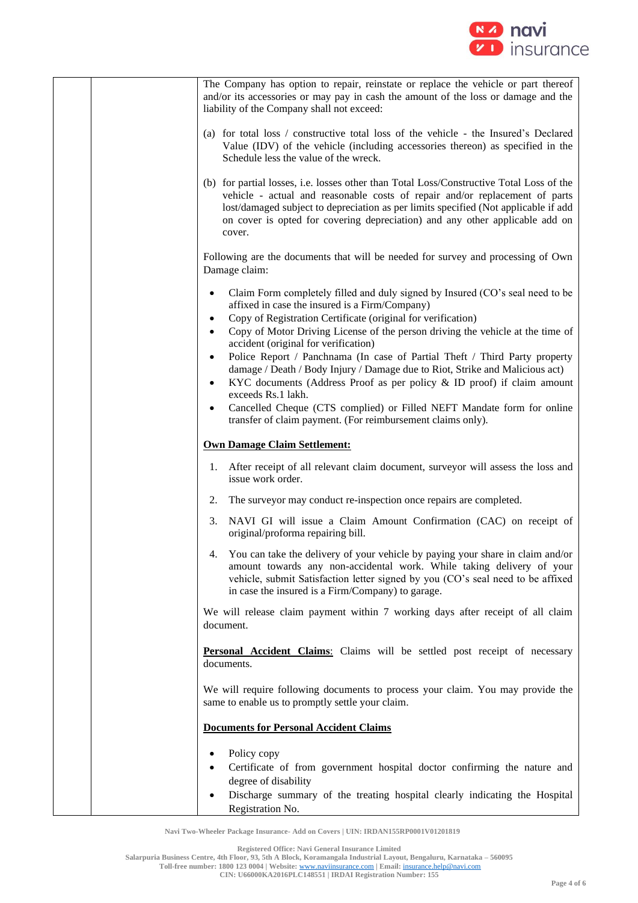| | | The Company has option to repair, reinstate or replace the vehicle or part thereof and/or its accessories or may pay in cash the amount of the loss or damage and the liability of the Company shall not exceed:<br><br>(a) for total loss / constructive total loss of the vehicle - the Insured's Declared Value (IDV) of the vehicle (including accessories thereon) as specified in the Schedule less the value of the wreck.<br><br>(b) for partial losses, i.e. losses other than Total Loss/Constructive Total Loss of the vehicle - actual and reasonable costs of repair and/or replacement of parts lost/damaged subject to depreciation as per limits specified (Not applicable if add on cover is opted for covering depreciation) and any other applicable add on cover.<br><br>Following are the documents that will be needed for survey and processing of Own Damage claim:<br><br>• Claim Form completely filled and duly signed by Insured (CO's seal need to be affixed in case the insured is a Firm/Company)<br>• Copy of Registration Certificate (original for verification)<br>• Copy of Motor Driving License of the person driving the vehicle at the time of accident (original for verification)<br>• Police Report / Panchnama (In case of Partial Theft / Third Party property damage / Death / Body Injury / Damage due to Riot, Strike and Malicious act)<br>• KYC documents (Address Proof as per policy & ID proof) if claim amount exceeds Rs.1 lakh.<br>• Cancelled Cheque (CTS complied) or Filled NEFT Mandate form for online transfer of claim payment. (For reimbursement claims only).<br><br>**Own Damage Claim Settlement:**<br><br>1. After receipt of all relevant claim document, surveyor will assess the loss and issue work order.<br>2. The surveyor may conduct re-inspection once repairs are completed.<br>3. NAVI GI will issue a Claim Amount Confirmation (CAC) on receipt of original/proforma repairing bill.<br>4. You can take the delivery of your vehicle by paying your share in claim and/or amount towards any non-accidental work. While taking delivery of your vehicle, submit Satisfaction letter signed by you (CO's seal need to be affixed in case the insured is a Firm/Company) to garage.<br><br>We will release claim payment within 7 working days after receipt of all claim document.<br><br>**Personal Accident Claims**: Claims will be settled post receipt of necessary documents.<br><br>We will require following documents to process your claim. You may provide the same to enable us to promptly settle your claim.<br><br>**Documents for Personal Accident Claims**<br><br>• Policy copy<br>• Certificate of from government hospital doctor confirming the nature and degree of disability<br>• Discharge summary of the treating hospital clearly indicating the Hospital Registration No. |
|---|---|---|

Navi Two-Wheeler Package Insurance- Add on Covers | UIN: IRDAN155RP0001V01201819

Registered Office: Navi General Insurance Limited
Salarpuria Business Centre, 4th Floor, 93, 5th A Block, Koramangala Industrial Layout, Bengaluru, Karnataka – 560095
Toll-free number: 1800 123 0004 | Website: www.naviinsurance.com | Email: insurance.help@navi.com
CIN: U66000KA2016PLC148551 | IRDAI Registration Number: 155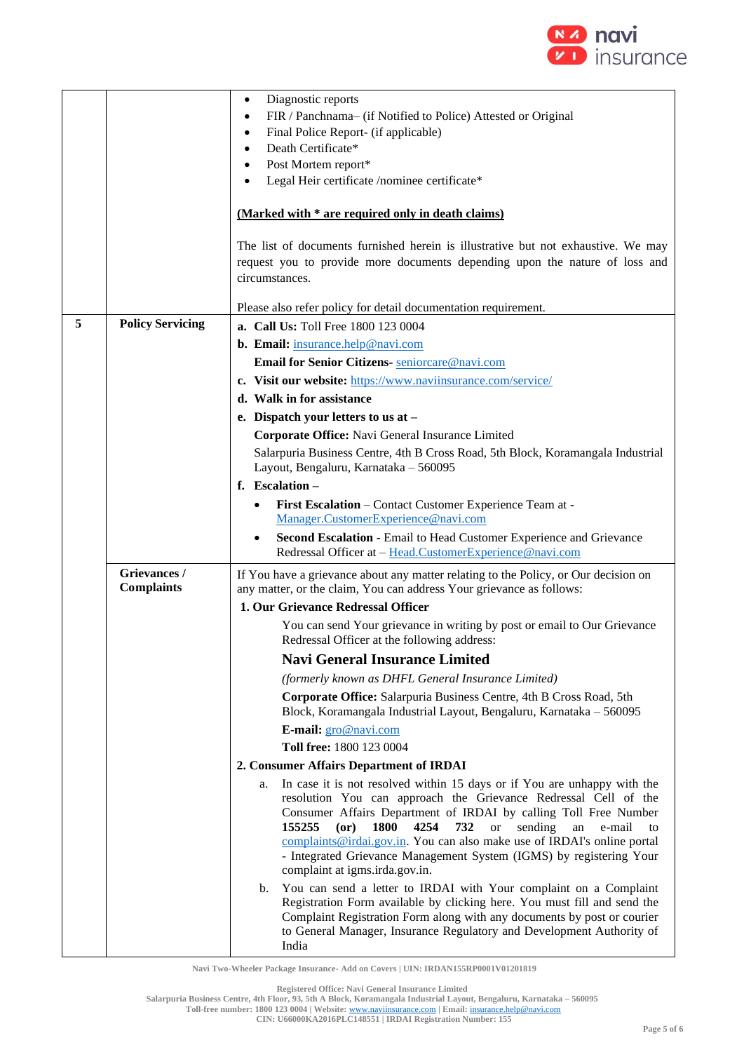| | | |
|---|---|---|
| | | • Diagnostic reports<br>• FIR / Panchnama– (if Notified to Police) Attested or Original<br>• Final Police Report- (if applicable)<br>• Death Certificate*<br>• Post Mortem report*<br>• Legal Heir certificate /nominee certificate*<br><br>**(Marked with * are required only in death claims)**<br><br>The list of documents furnished herein is illustrative but not exhaustive. We may request you to provide more documents depending upon the nature of loss and circumstances.<br><br>Please also refer policy for detail documentation requirement. |
| 5 | **Policy Servicing** | **a. Call Us:** Toll Free 1800 123 0004<br>**b. Email:** insurance.help@navi.com<br>**Email for Senior Citizens-** seniorcare@navi.com<br>**c. Visit our website:** https://www.naviinsurance.com/service/<br>**d. Walk in for assistance**<br>**e. Dispatch your letters to us at –**<br>**Corporate Office:** Navi General Insurance Limited<br>Salarpuria Business Centre, 4th B Cross Road, 5th Block, Koramangala Industrial Layout, Bengaluru, Karnataka – 560095<br>**f. Escalation –**<br>• **First Escalation** – Contact Customer Experience Team at - Manager.CustomerExperience@navi.com<br>• **Second Escalation** - Email to Head Customer Experience and Grievance Redressal Officer at – Head.CustomerExperience@navi.com |
| | **Grievances / Complaints** | If You have a grievance about any matter relating to the Policy, or Our decision on any matter, or the claim, You can address Your grievance as follows:<br>**1. Our Grievance Redressal Officer**<br>You can send Your grievance in writing by post or email to Our Grievance Redressal Officer at the following address:<br>**Navi General Insurance Limited**<br>*(formerly known as DHFL General Insurance Limited)*<br>**Corporate Office:** Salarpuria Business Centre, 4th B Cross Road, 5th Block, Koramangala Industrial Layout, Bengaluru, Karnataka – 560095<br>**E-mail:** gro@navi.com<br>**Toll free:** 1800 123 0004<br>**2. Consumer Affairs Department of IRDAI**<br>a. In case it is not resolved within 15 days or if You are unhappy with the resolution You can approach the Grievance Redressal Cell of the Consumer Affairs Department of IRDAI by calling Toll Free Number **155255 (or) 1800 4254 732** or sending an e-mail to complaints@irdai.gov.in. You can also make use of IRDAI's online portal - Integrated Grievance Management System (IGMS) by registering Your complaint at igms.irda.gov.in.<br>b. You can send a letter to IRDAI with Your complaint on a Complaint Registration Form available by clicking here. You must fill and send the Complaint Registration Form along with any documents by post or courier to General Manager, Insurance Regulatory and Development Authority of India |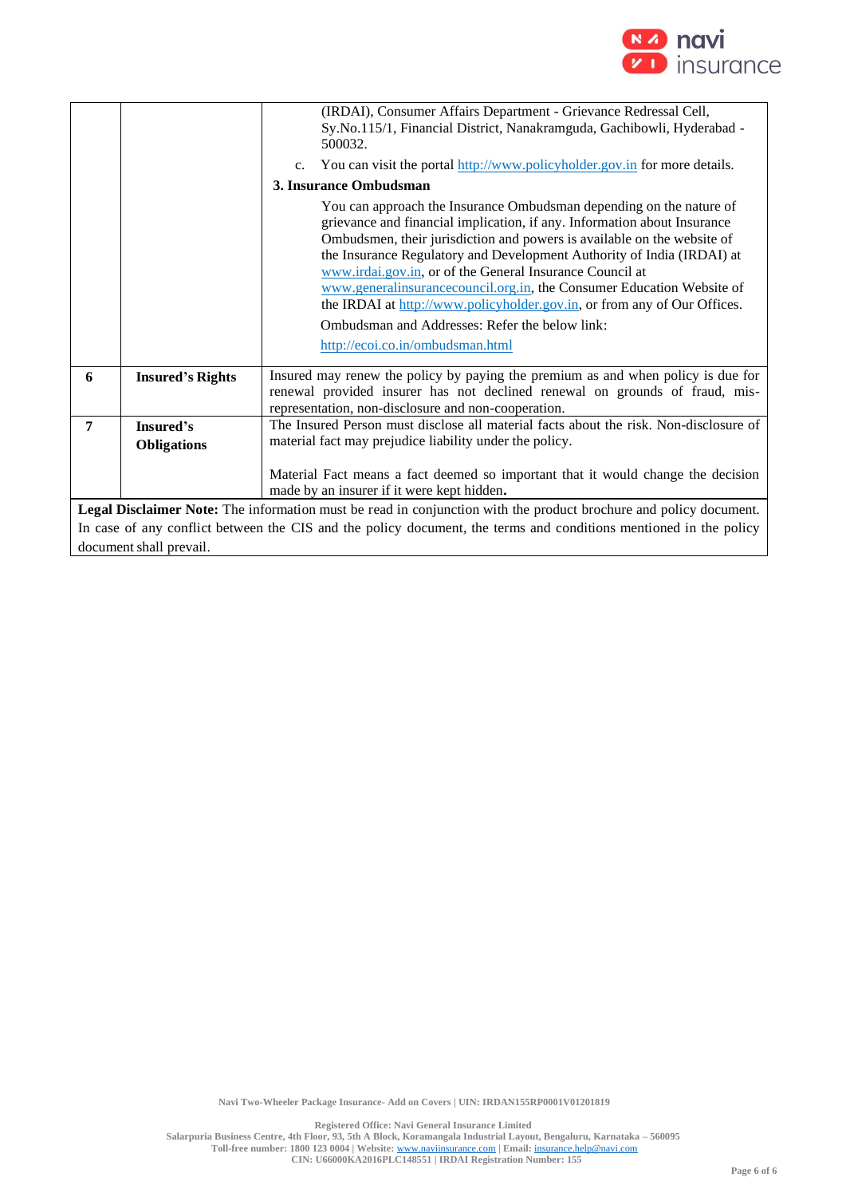| | | |
|---|---|---|
| | | (IRDAI), Consumer Affairs Department - Grievance Redressal Cell, Sy.No.115/1, Financial District, Nanakramguda, Gachibowli, Hyderabad - 500032.<br>c. You can visit the portal http://www.policyholder.gov.in for more details.<br>**3. Insurance Ombudsman**<br>You can approach the Insurance Ombudsman depending on the nature of grievance and financial implication, if any. Information about Insurance Ombudsmen, their jurisdiction and powers is available on the website of the Insurance Regulatory and Development Authority of India (IRDAI) at www.irdai.gov.in, or of the General Insurance Council at www.generalinsurancecouncil.org.in, the Consumer Education Website of the IRDAI at http://www.policyholder.gov.in, or from any of Our Offices.<br>Ombudsman and Addresses: Refer the below link:<br>http://ecoi.co.in/ombudsman.html |
| **6** | **Insured's Rights** | Insured may renew the policy by paying the premium as and when policy is due for renewal provided insurer has not declined renewal on grounds of fraud, mis-representation, non-disclosure and non-cooperation. |
| **7** | **Insured's Obligations** | The Insured Person must disclose all material facts about the risk. Non-disclosure of material fact may prejudice liability under the policy.<br><br>Material Fact means a fact deemed so important that it would change the decision made by an insurer if it were kept hidden**.** |

**Legal Disclaimer Note:** The information must be read in conjunction with the product brochure and policy document. In case of any conflict between the CIS and the policy document, the terms and conditions mentioned in the policy document shall prevail.